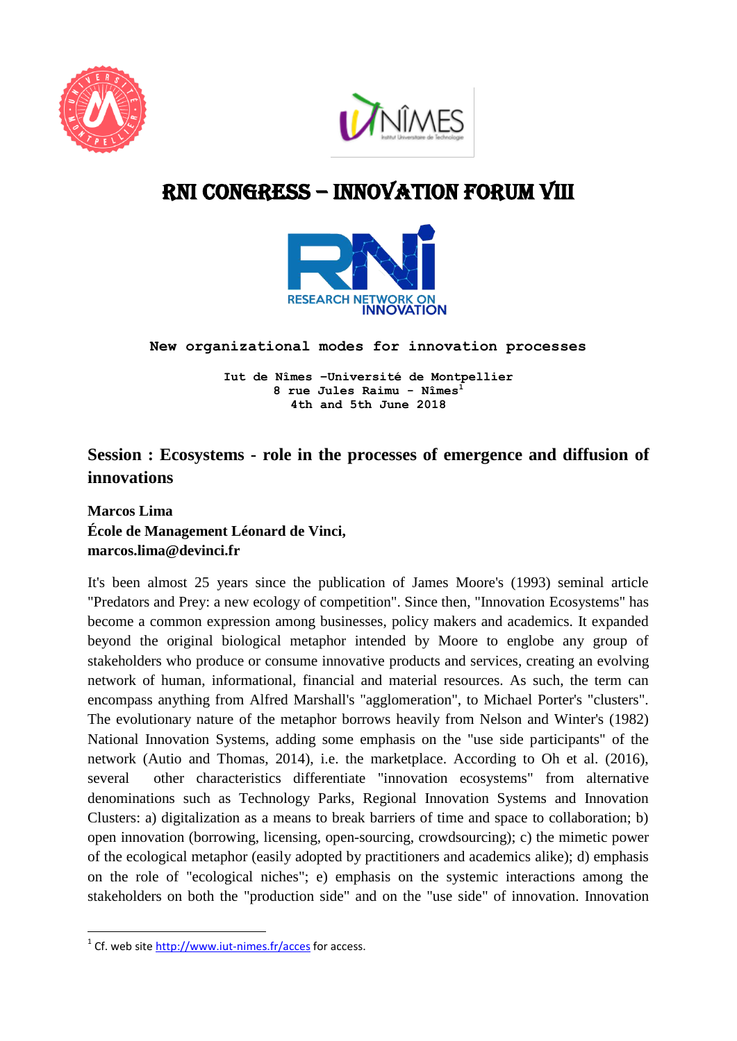# RNI CONGRESS – INNOVATION FORUM VIII

RESEARCH NETWORK ON INNOVATION

**New organizational modes for innovation processes**

**Iut de Nîmes –Université de Montpellier**
**8 rue Jules Raimu - Nîmes[1]**
**4th and 5th June 2018**

## Session : Ecosystems - role in the processes of emergence and diffusion of innovations

**Marcos Lima**
**École de Management Léonard de Vinci,**
**marcos.lima@devinci.fr**

It's been almost 25 years since the publication of James Moore's (1993) seminal article "Predators and Prey: a new ecology of competition". Since then, "Innovation Ecosystems" has become a common expression among businesses, policy makers and academics. It expanded beyond the original biological metaphor intended by Moore to englobe any group of stakeholders who produce or consume innovative products and services, creating an evolving network of human, informational, financial and material resources. As such, the term can encompass anything from Alfred Marshall's "agglomeration", to Michael Porter's "clusters". The evolutionary nature of the metaphor borrows heavily from Nelson and Winter's (1982) National Innovation Systems, adding some emphasis on the "use side participants" of the network (Autio and Thomas, 2014), i.e. the marketplace. According to Oh et al. (2016), several other characteristics differentiate "innovation ecosystems" from alternative denominations such as Technology Parks, Regional Innovation Systems and Innovation Clusters: a) digitalization as a means to break barriers of time and space to collaboration; b) open innovation (borrowing, licensing, open-sourcing, crowdsourcing); c) the mimetic power of the ecological metaphor (easily adopted by practitioners and academics alike); d) emphasis on the role of "ecological niches"; e) emphasis on the systemic interactions among the stakeholders on both the "production side" and on the "use side" of innovation. Innovation

[1] Cf. web site http://www.iut-nimes.fr/acces for access.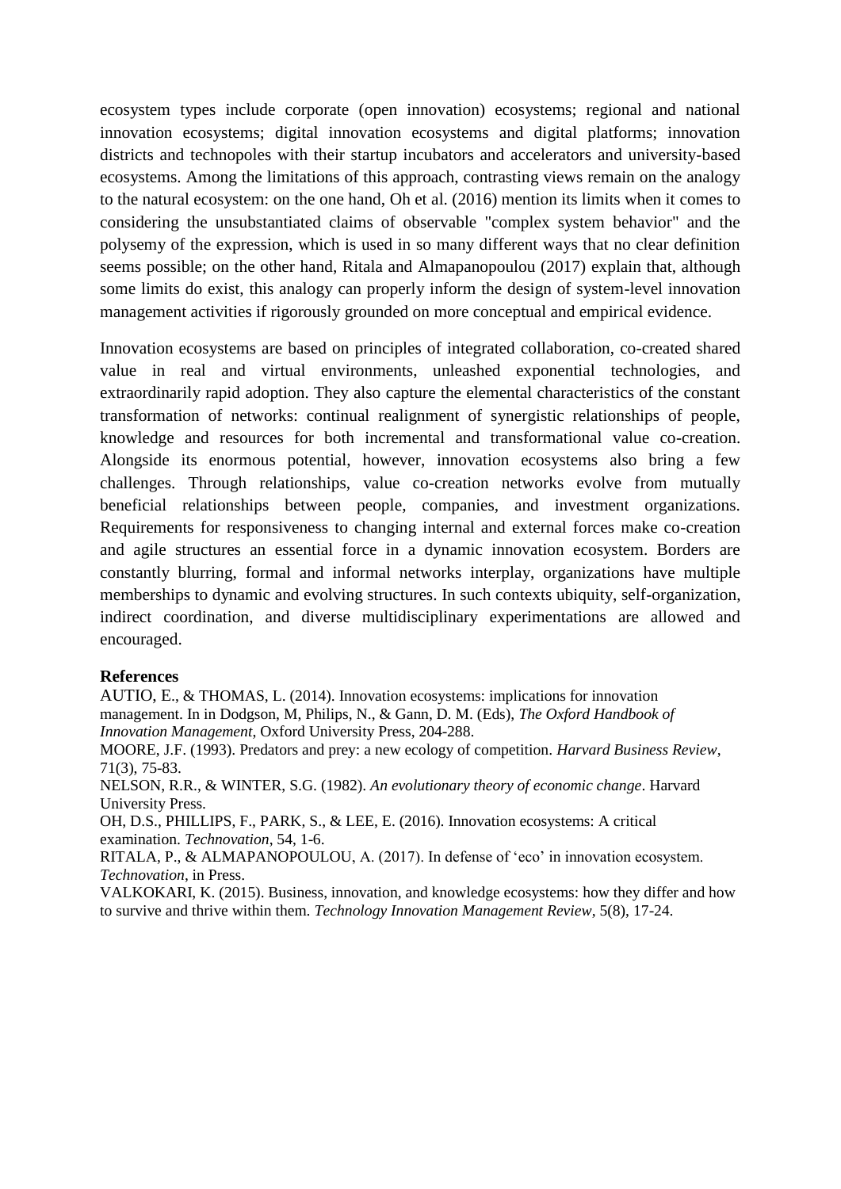ecosystem types include corporate (open innovation) ecosystems; regional and national innovation ecosystems; digital innovation ecosystems and digital platforms; innovation districts and technopoles with their startup incubators and accelerators and university-based ecosystems. Among the limitations of this approach, contrasting views remain on the analogy to the natural ecosystem: on the one hand, Oh et al. (2016) mention its limits when it comes to considering the unsubstantiated claims of observable "complex system behavior" and the polysemy of the expression, which is used in so many different ways that no clear definition seems possible; on the other hand, Ritala and Almapanopoulou (2017) explain that, although some limits do exist, this analogy can properly inform the design of system-level innovation management activities if rigorously grounded on more conceptual and empirical evidence.

Innovation ecosystems are based on principles of integrated collaboration, co-created shared value in real and virtual environments, unleashed exponential technologies, and extraordinarily rapid adoption. They also capture the elemental characteristics of the constant transformation of networks: continual realignment of synergistic relationships of people, knowledge and resources for both incremental and transformational value co-creation. Alongside its enormous potential, however, innovation ecosystems also bring a few challenges. Through relationships, value co-creation networks evolve from mutually beneficial relationships between people, companies, and investment organizations. Requirements for responsiveness to changing internal and external forces make co-creation and agile structures an essential force in a dynamic innovation ecosystem. Borders are constantly blurring, formal and informal networks interplay, organizations have multiple memberships to dynamic and evolving structures. In such contexts ubiquity, self-organization, indirect coordination, and diverse multidisciplinary experimentations are allowed and encouraged.

**References**

AUTIO, E., & THOMAS, L. (2014). Innovation ecosystems: implications for innovation management. In in Dodgson, M, Philips, N., & Gann, D. M. (Eds), *The Oxford Handbook of Innovation Management*, Oxford University Press, 204-288.

MOORE, J.F. (1993). Predators and prey: a new ecology of competition. *Harvard Business Review*, 71(3), 75-83.

NELSON, R.R., & WINTER, S.G. (1982). *An evolutionary theory of economic change*. Harvard University Press.

OH, D.S., PHILLIPS, F., PARK, S., & LEE, E. (2016). Innovation ecosystems: A critical examination. *Technovation*, 54, 1-6.

RITALA, P., & ALMAPANOPOULOU, A. (2017). In defense of 'eco' in innovation ecosystem. *Technovation*, in Press.

VALKOKARI, K. (2015). Business, innovation, and knowledge ecosystems: how they differ and how to survive and thrive within them. *Technology Innovation Management Review*, 5(8), 17-24.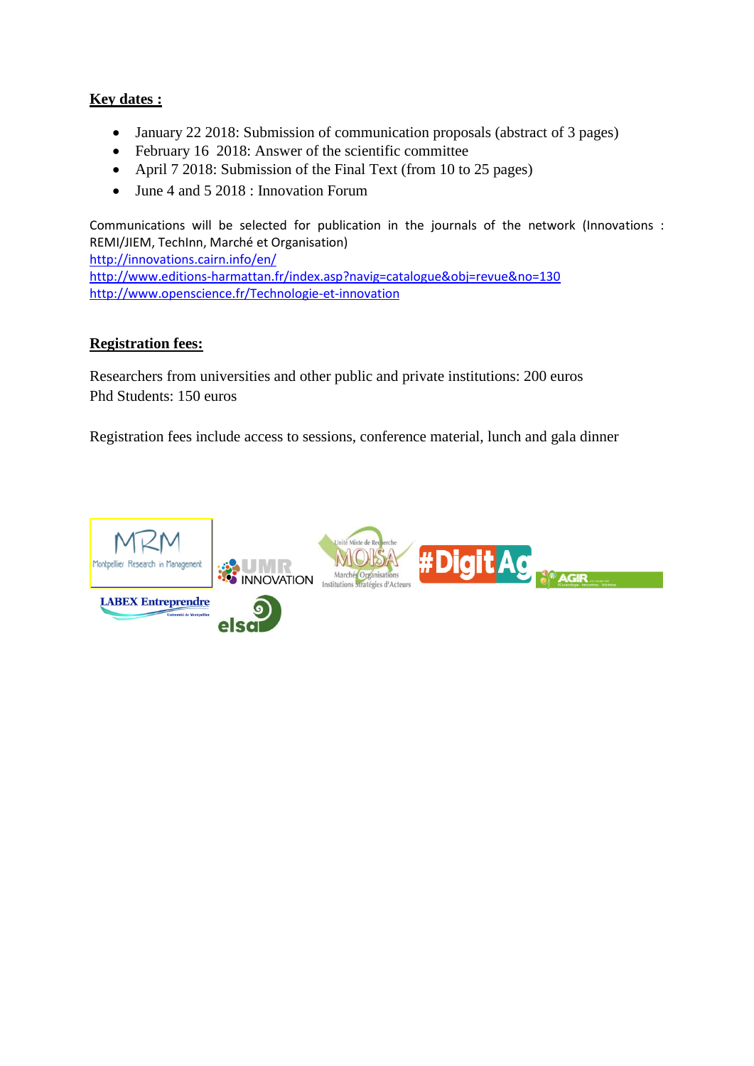**Key dates :**

- January 22 2018: Submission of communication proposals (abstract of 3 pages)
- February 16 2018: Answer of the scientific committee
- April 7 2018: Submission of the Final Text (from 10 to 25 pages)
- June 4 and 5 2018 : Innovation Forum

Communications will be selected for publication in the journals of the network (Innovations : REMI/JIEM, TechInn, Marché et Organisation)
http://innovations.cairn.info/en/
http://www.editions-harmattan.fr/index.asp?navig=catalogue&obj=revue&no=130
http://www.openscience.fr/Technologie-et-innovation

**Registration fees:**

Researchers from universities and other public and private institutions: 200 euros
Phd Students: 150 euros

Registration fees include access to sessions, conference material, lunch and gala dinner